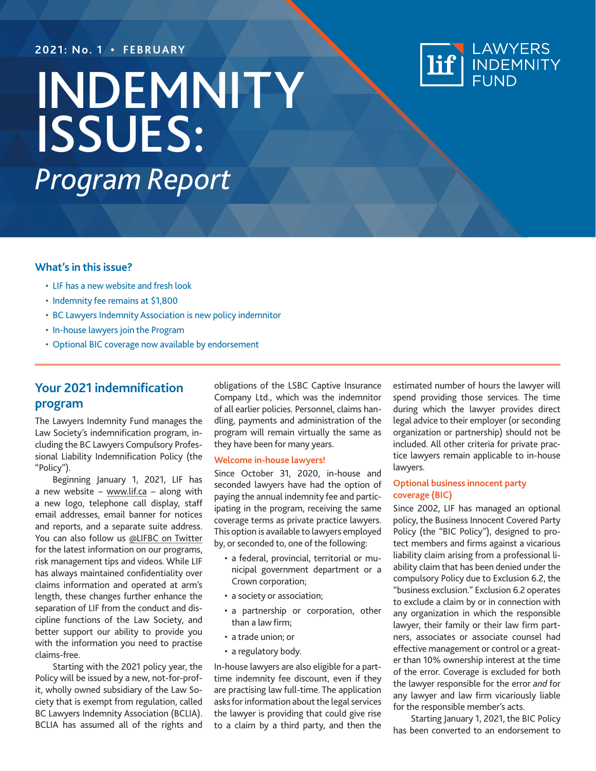2021: No. 1 • FEBRUARY

# INDEMNITY ISSUES:

*Program Report*

LAWYERS INDEMNITY FUND

### What's in this issue?

- LIF has a new website and fresh look
- Indemnity fee remains at $1,800
- BC Lawyers Indemnity Association is new policy indemnitor
- In-house lawyers join the Program
- Optional BIC coverage now available by endorsement

## Your 2021 indemnification program

The Lawyers Indemnity Fund manages the Law Society's indemnification program, including the BC Lawyers Compulsory Professional Liability Indemnification Policy (the "Policy").

Beginning January 1, 2021, LIF has a new website – www.lif.ca – along with a new logo, telephone call display, staff email addresses, email banner for notices and reports, and a separate suite address. You can also follow us @LIFBC on Twitter for the latest information on our programs, risk management tips and videos. While LIF has always maintained confidentiality over claims information and operated at arm's length, these changes further enhance the separation of LIF from the conduct and discipline functions of the Law Society, and better support our ability to provide you with the information you need to practise claims-free.

Starting with the 2021 policy year, the Policy will be issued by a new, not-for-profit, wholly owned subsidiary of the Law Society that is exempt from regulation, called BC Lawyers Indemnity Association (BCLIA). BCLIA has assumed all of the rights and obligations of the LSBC Captive Insurance Company Ltd., which was the indemnitor of all earlier policies. Personnel, claims handling, payments and administration of the program will remain virtually the same as they have been for many years.

### Welcome in-house lawyers!

Since October 31, 2020, in-house and seconded lawyers have had the option of paying the annual indemnity fee and participating in the program, receiving the same coverage terms as private practice lawyers. This option is available to lawyers employed by, or seconded to, one of the following:

- a federal, provincial, territorial or municipal government department or a Crown corporation;
- a society or association;
- a partnership or corporation, other than a law firm;
- a trade union; or
- a regulatory body.

In-house lawyers are also eligible for a part-time indemnity fee discount, even if they are practising law full-time. The application asks for information about the legal services the lawyer is providing that could give rise to a claim by a third party, and then the estimated number of hours the lawyer will spend providing those services. The time during which the lawyer provides direct legal advice to their employer (or seconding organization or partnership) should not be included. All other criteria for private practice lawyers remain applicable to in-house lawyers.

### Optional business innocent party coverage (BIC)

Since 2002, LIF has managed an optional policy, the Business Innocent Covered Party Policy (the "BIC Policy"), designed to protect members and firms against a vicarious liability claim arising from a professional liability claim that has been denied under the compulsory Policy due to Exclusion 6.2, the "business exclusion." Exclusion 6.2 operates to exclude a claim by or in connection with any organization in which the responsible lawyer, their family or their law firm partners, associates or associate counsel had effective management or control or a greater than 10% ownership interest at the time of the error. Coverage is excluded for both the lawyer responsible for the error *and* for any lawyer and law firm vicariously liable for the responsible member's acts.

Starting January 1, 2021, the BIC Policy has been converted to an endorsement to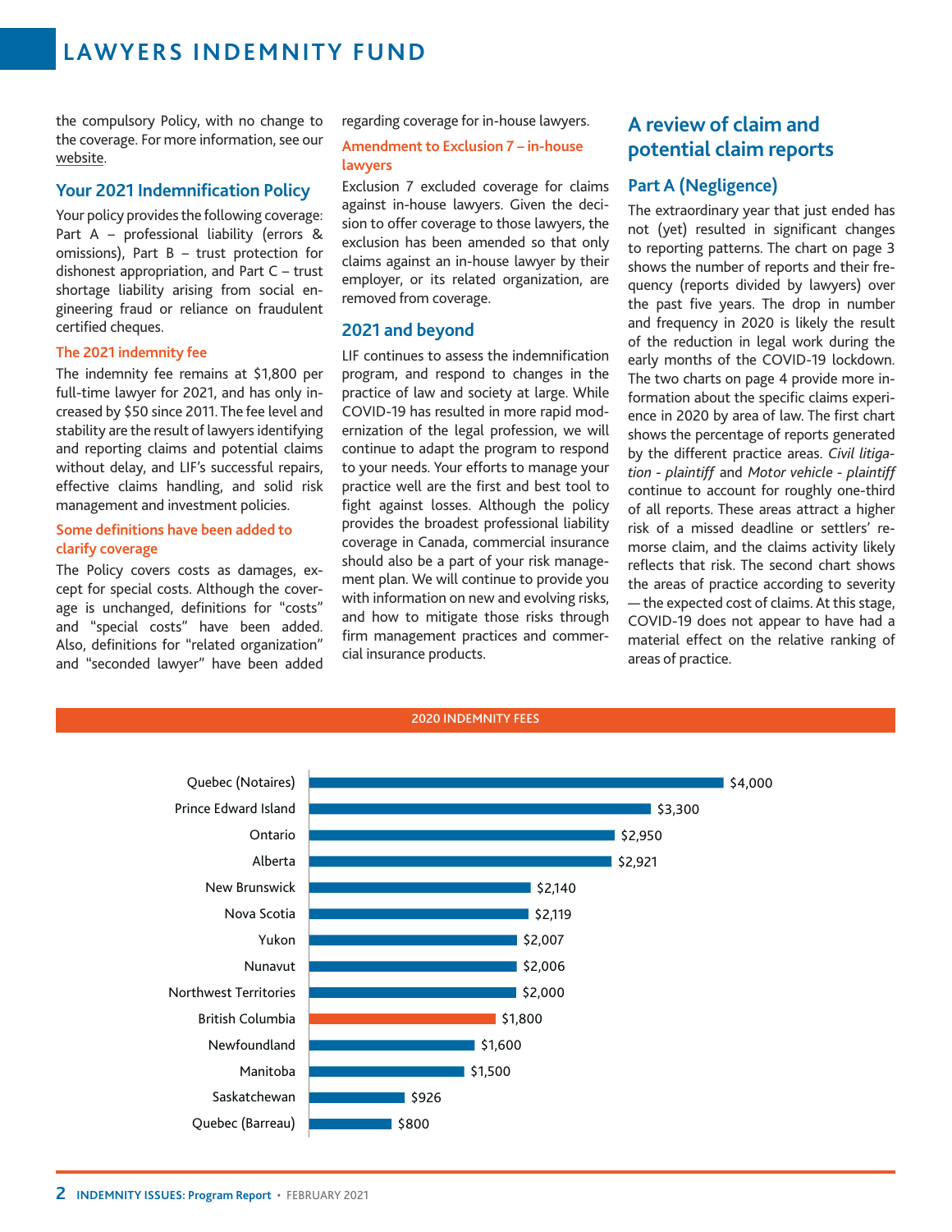the compulsory Policy, with no change to the coverage. For more information, see our website.

## Your 2021 Indemnification Policy

Your policy provides the following coverage: Part A – professional liability (errors & omissions), Part B – trust protection for dishonest appropriation, and Part C – trust shortage liability arising from social engineering fraud or reliance on fraudulent certified cheques.

### The 2021 indemnity fee

The indemnity fee remains at $1,800 per full-time lawyer for 2021, and has only increased by $50 since 2011. The fee level and stability are the result of lawyers identifying and reporting claims and potential claims without delay, and LIF's successful repairs, effective claims handling, and solid risk management and investment policies.

### Some definitions have been added to clarify coverage

The Policy covers costs as damages, except for special costs. Although the coverage is unchanged, definitions for "costs" and "special costs" have been added. Also, definitions for "related organization" and "seconded lawyer" have been added regarding coverage for in-house lawyers.

### Amendment to Exclusion 7 – in-house lawyers

Exclusion 7 excluded coverage for claims against in-house lawyers. Given the decision to offer coverage to those lawyers, the exclusion has been amended so that only claims against an in-house lawyer by their employer, or its related organization, are removed from coverage.

## 2021 and beyond

LIF continues to assess the indemnification program, and respond to changes in the practice of law and society at large. While COVID-19 has resulted in more rapid modernization of the legal profession, we will continue to adapt the program to respond to your needs. Your efforts to manage your practice well are the first and best tool to fight against losses. Although the policy provides the broadest professional liability coverage in Canada, commercial insurance should also be a part of your risk management plan. We will continue to provide you with information on new and evolving risks, and how to mitigate those risks through firm management practices and commercial insurance products.

## A review of claim and potential claim reports

### Part A (Negligence)

The extraordinary year that just ended has not (yet) resulted in significant changes to reporting patterns. The chart on page 3 shows the number of reports and their frequency (reports divided by lawyers) over the past five years. The drop in number and frequency in 2020 is likely the result of the reduction in legal work during the early months of the COVID-19 lockdown. The two charts on page 4 provide more information about the specific claims experience in 2020 by area of law. The first chart shows the percentage of reports generated by the different practice areas. *Civil litigation - plaintiff* and *Motor vehicle - plaintiff* continue to account for roughly one-third of all reports. These areas attract a higher risk of a missed deadline or settlers' remorse claim, and the claims activity likely reflects that risk. The second chart shows the areas of practice according to severity — the expected cost of claims. At this stage, COVID-19 does not appear to have had a material effect on the relative ranking of areas of practice.

**2020 INDEMNITY FEES**

| Jurisdiction | Fee |
|---|---|
| Quebec (Notaires) | $4,000 |
| Prince Edward Island | $3,300 |
| Ontario | $2,950 |
| Alberta | $2,921 |
| New Brunswick | $2,140 |
| Nova Scotia | $2,119 |
| Yukon | $2,007 |
| Nunavut | $2,006 |
| Northwest Territories | $2,000 |
| British Columbia | $1,800 |
| Newfoundland | $1,600 |
| Manitoba | $1,500 |
| Saskatchewan | $926 |
| Quebec (Barreau) | $800 |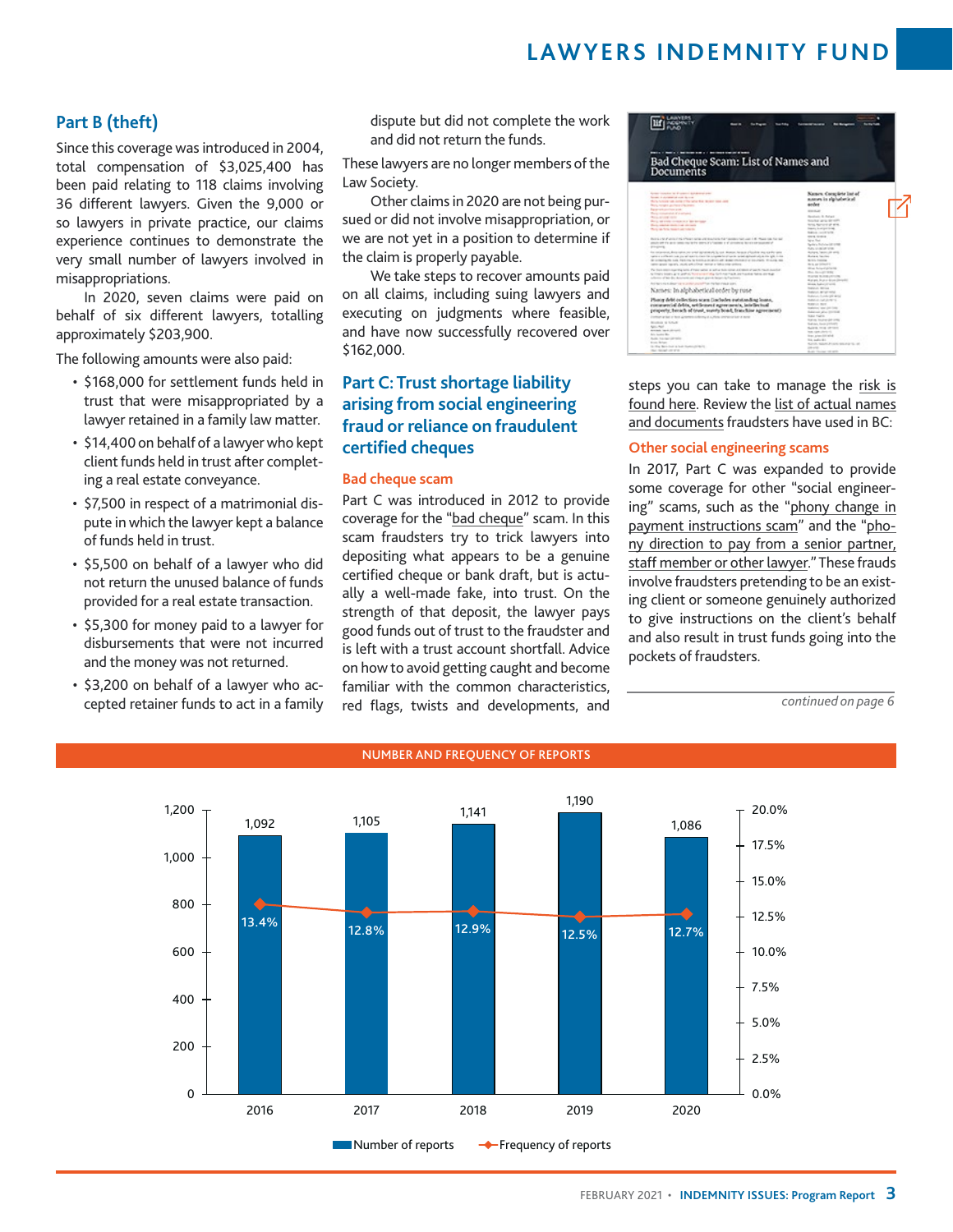## Part B (theft)

Since this coverage was introduced in 2004, total compensation of $3,025,400 has been paid relating to 118 claims involving 36 different lawyers. Given the 9,000 or so lawyers in private practice, our claims experience continues to demonstrate the very small number of lawyers involved in misappropriations.

In 2020, seven claims were paid on behalf of six different lawyers, totalling approximately $203,900.

The following amounts were also paid:

- $168,000 for settlement funds held in trust that were misappropriated by a lawyer retained in a family law matter.
- $14,400 on behalf of a lawyer who kept client funds held in trust after completing a real estate conveyance.
- $7,500 in respect of a matrimonial dispute in which the lawyer kept a balance of funds held in trust.
- $5,500 on behalf of a lawyer who did not return the unused balance of funds provided for a real estate transaction.
- $5,300 for money paid to a lawyer for disbursements that were not incurred and the money was not returned.
- $3,200 on behalf of a lawyer who accepted retainer funds to act in a family dispute but did not complete the work and did not return the funds.

These lawyers are no longer members of the Law Society.

Other claims in 2020 are not being pursued or did not involve misappropriation, or we are not yet in a position to determine if the claim is properly payable.

We take steps to recover amounts paid on all claims, including suing lawyers and executing on judgments where feasible, and have now successfully recovered over $162,000.

## Part C: Trust shortage liability arising from social engineering fraud or reliance on fraudulent certified cheques

### Bad cheque scam

Part C was introduced in 2012 to provide coverage for the "bad cheque" scam. In this scam fraudsters try to trick lawyers into depositing what appears to be a genuine certified cheque or bank draft, but is actually a well-made fake, into trust. On the strength of that deposit, the lawyer pays good funds out of trust to the fraudster and is left with a trust account shortfall. Advice on how to avoid getting caught and become familiar with the common characteristics, red flags, twists and developments, and steps you can take to manage the risk is found here. Review the list of actual names and documents fraudsters have used in BC:

### Other social engineering scams

In 2017, Part C was expanded to provide some coverage for other "social engineering" scams, such as the "phony change in payment instructions scam" and the "phony direction to pay from a senior partner, staff member or other lawyer." These frauds involve fraudsters pretending to be an existing client or someone genuinely authorized to give instructions on the client's behalf and also result in trust funds going into the pockets of fraudsters.

*continued on page 6*

**NUMBER AND FREQUENCY OF REPORTS**

| Year | Number of reports | Frequency of reports |
|---|---|---|
| 2016 | 1,092 | 13.4% |
| 2017 | 1,105 | 12.8% |
| 2018 | 1,141 | 12.9% |
| 2019 | 1,190 | 12.5% |
| 2020 | 1,086 | 12.7% |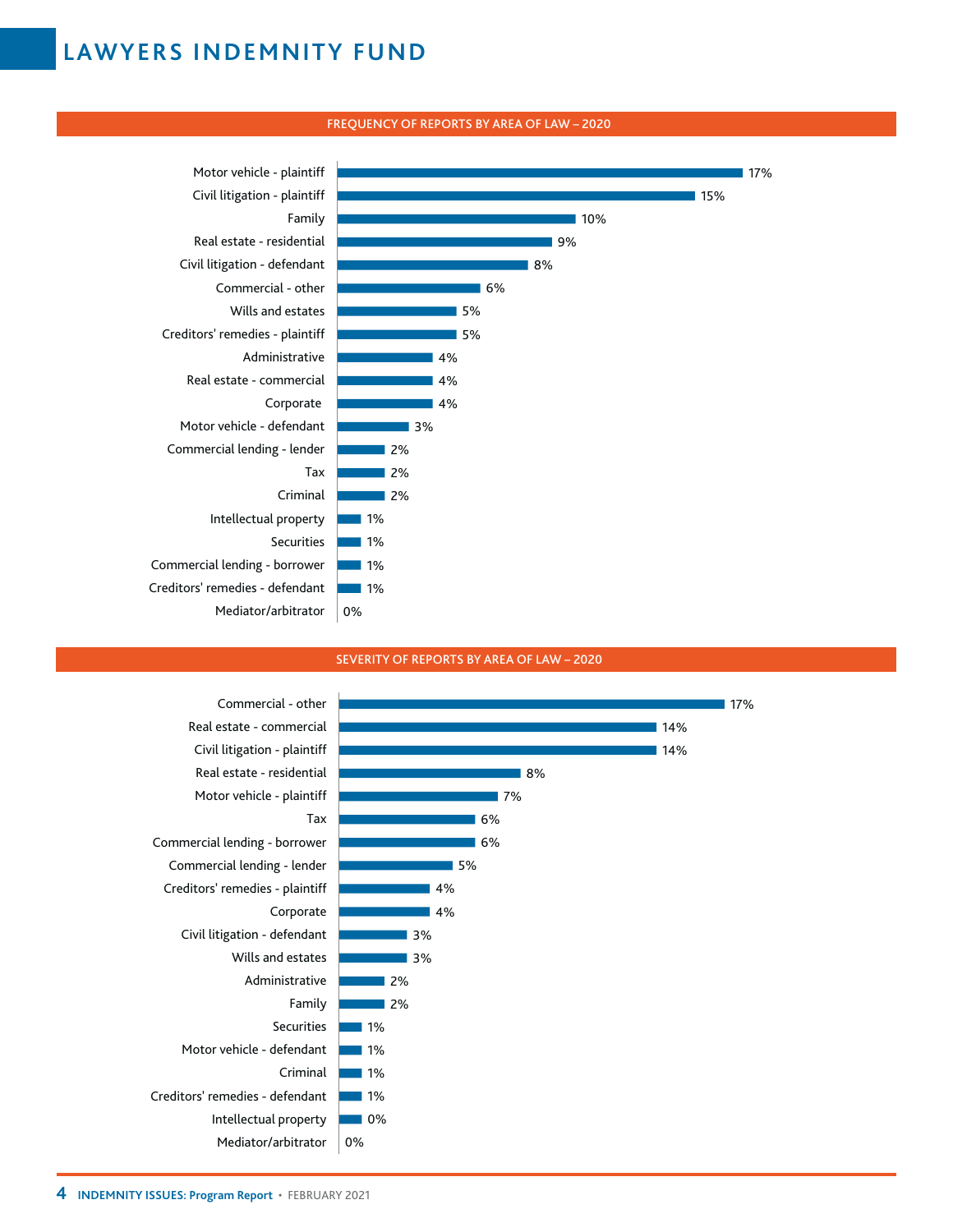# LAWYERS INDEMNITY FUND

## FREQUENCY OF REPORTS BY AREA OF LAW – 2020

| Area of law | Frequency |
| --- | --- |
| Motor vehicle - plaintiff | 17% |
| Civil litigation - plaintiff | 15% |
| Family | 10% |
| Real estate - residential | 9% |
| Civil litigation - defendant | 8% |
| Commercial - other | 6% |
| Wills and estates | 5% |
| Creditors' remedies - plaintiff | 5% |
| Administrative | 4% |
| Real estate - commercial | 4% |
| Corporate | 4% |
| Motor vehicle - defendant | 3% |
| Commercial lending - lender | 2% |
| Tax | 2% |
| Criminal | 2% |
| Intellectual property | 1% |
| Securities | 1% |
| Commercial lending - borrower | 1% |
| Creditors' remedies - defendant | 1% |
| Mediator/arbitrator | 0% |

## SEVERITY OF REPORTS BY AREA OF LAW – 2020

| Area of law | Severity |
| --- | --- |
| Commercial - other | 17% |
| Real estate - commercial | 14% |
| Civil litigation - plaintiff | 14% |
| Real estate - residential | 8% |
| Motor vehicle - plaintiff | 7% |
| Tax | 6% |
| Commercial lending - borrower | 6% |
| Commercial lending - lender | 5% |
| Creditors' remedies - plaintiff | 4% |
| Corporate | 4% |
| Civil litigation - defendant | 3% |
| Wills and estates | 3% |
| Administrative | 2% |
| Family | 2% |
| Securities | 1% |
| Motor vehicle - defendant | 1% |
| Criminal | 1% |
| Creditors' remedies - defendant | 1% |
| Intellectual property | 0% |
| Mediator/arbitrator | 0% |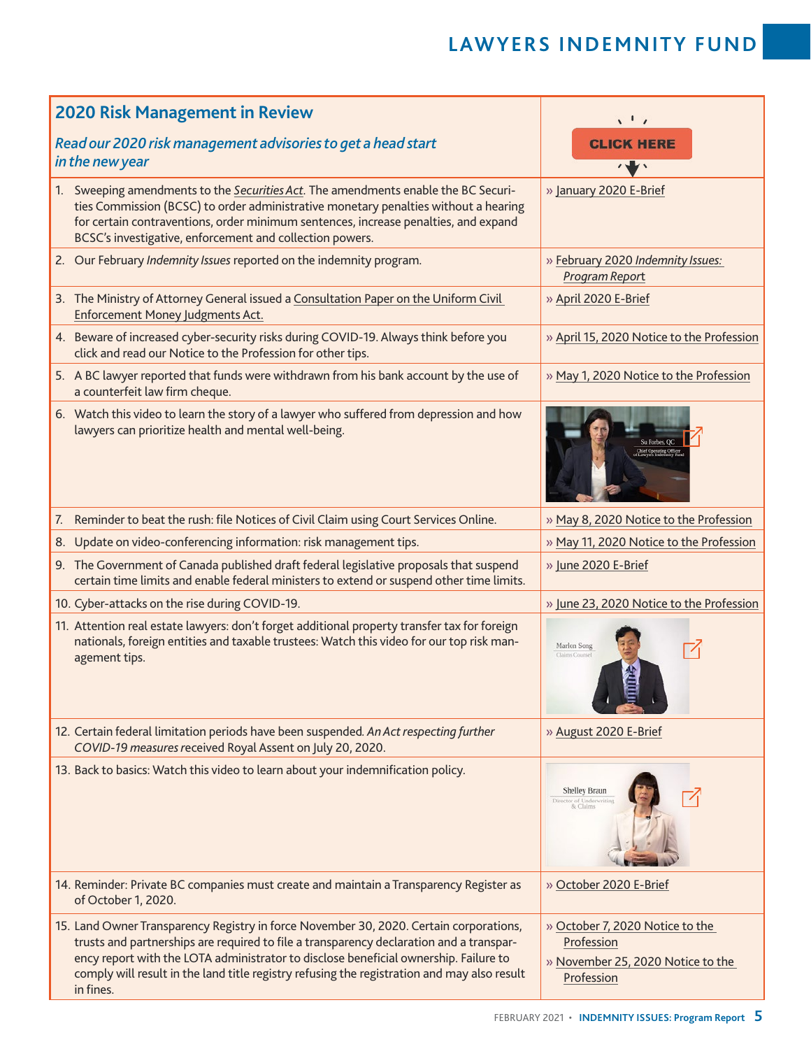## 2020 Risk Management in Review

*Read our 2020 risk management advisories to get a head start in the new year*

CLICK HERE

| | |
|---|---|
| 1. Sweeping amendments to the *Securities Act*. The amendments enable the BC Securities Commission (BCSC) to order administrative monetary penalties without a hearing for certain contraventions, order minimum sentences, increase penalties, and expand BCSC's investigative, enforcement and collection powers. | » January 2020 E-Brief |
| 2. Our February *Indemnity Issues* reported on the indemnity program. | » February 2020 *Indemnity Issues: Program Report* |
| 3. The Ministry of Attorney General issued a Consultation Paper on the Uniform Civil Enforcement Money Judgments Act. | » April 2020 E-Brief |
| 4. Beware of increased cyber-security risks during COVID-19. Always think before you click and read our Notice to the Profession for other tips. | » April 15, 2020 Notice to the Profession |
| 5. A BC lawyer reported that funds were withdrawn from his bank account by the use of a counterfeit law firm cheque. | » May 1, 2020 Notice to the Profession |
| 6. Watch this video to learn the story of a lawyer who suffered from depression and how lawyers can prioritize health and mental well-being. | Su Forbes, QC, Chief Operating Officer of Lawyers Indemnity Fund |
| 7. Reminder to beat the rush: file Notices of Civil Claim using Court Services Online. | » May 8, 2020 Notice to the Profession |
| 8. Update on video-conferencing information: risk management tips. | » May 11, 2020 Notice to the Profession |
| 9. The Government of Canada published draft federal legislative proposals that suspend certain time limits and enable federal ministers to extend or suspend other time limits. | » June 2020 E-Brief |
| 10. Cyber-attacks on the rise during COVID-19. | » June 23, 2020 Notice to the Profession |
| 11. Attention real estate lawyers: don't forget additional property transfer tax for foreign nationals, foreign entities and taxable trustees: Watch this video for our top risk management tips. | Marlen Song, Claims Counsel |
| 12. Certain federal limitation periods have been suspended. *An Act respecting further COVID-19 measures* received Royal Assent on July 20, 2020. | » August 2020 E-Brief |
| 13. Back to basics: Watch this video to learn about your indemnification policy. | Shelley Braun, Director of Underwriting & Claims |
| 14. Reminder: Private BC companies must create and maintain a Transparency Register as of October 1, 2020. | » October 2020 E-Brief |
| 15. Land Owner Transparency Registry in force November 30, 2020. Certain corporations, trusts and partnerships are required to file a transparency declaration and a transparency report with the LOTA administrator to disclose beneficial ownership. Failure to comply will result in the land title registry refusing the registration and may also result in fines. | » October 7, 2020 Notice to the Profession<br>» November 25, 2020 Notice to the Profession |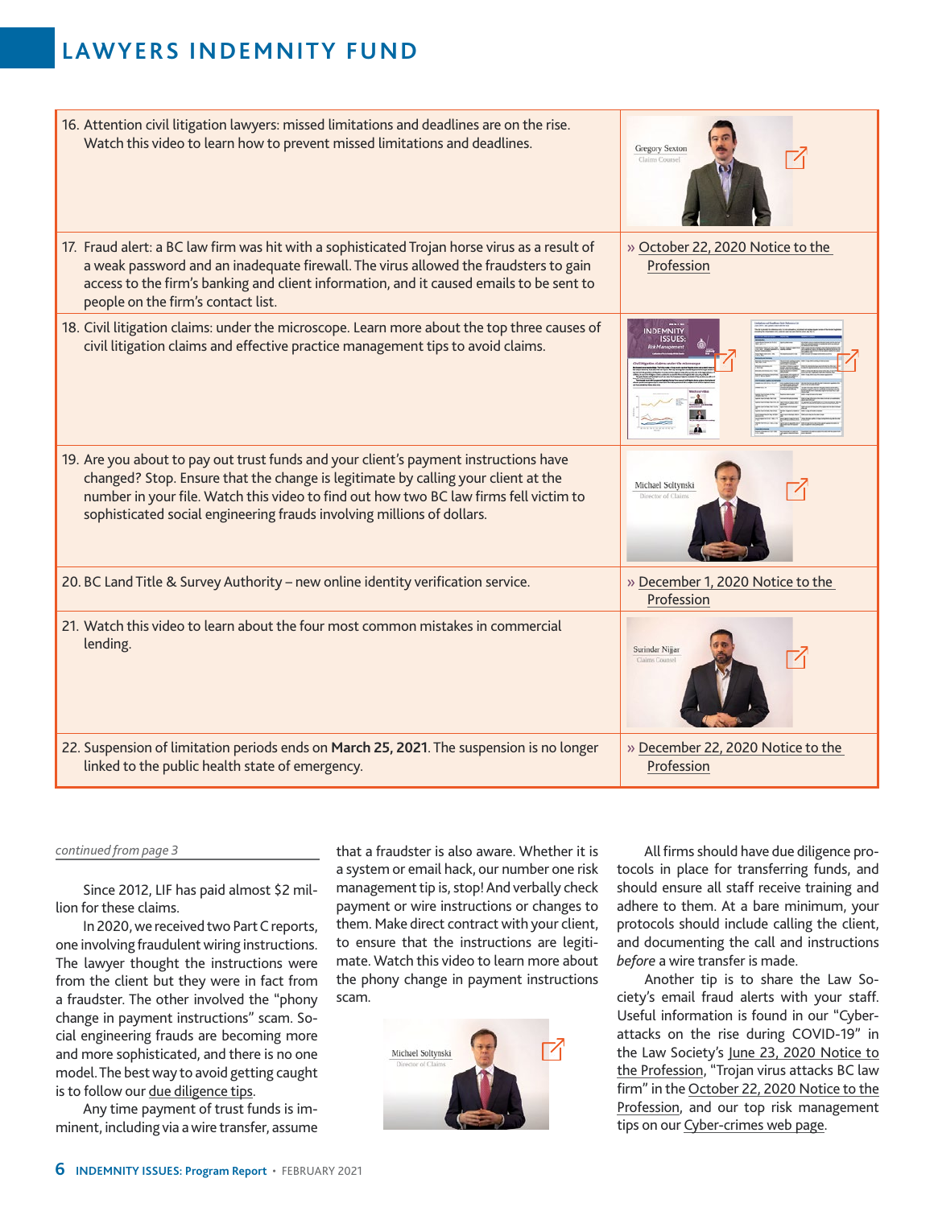| | |
|---|---|
| 16. Attention civil litigation lawyers: missed limitations and deadlines are on the rise. Watch this video to learn how to prevent missed limitations and deadlines. | Gregory Sexton<br>Claims Counsel |
| 17. Fraud alert: a BC law firm was hit with a sophisticated Trojan horse virus as a result of a weak password and an inadequate firewall. The virus allowed the fraudsters to gain access to the firm's banking and client information, and it caused emails to be sent to people on the firm's contact list. | » October 22, 2020 Notice to the Profession |
| 18. Civil litigation claims: under the microscope. Learn more about the top three causes of civil litigation claims and effective practice management tips to avoid claims. | |
| 19. Are you about to pay out trust funds and your client's payment instructions have changed? Stop. Ensure that the change is legitimate by calling your client at the number in your file. Watch this video to find out how two BC law firms fell victim to sophisticated social engineering frauds involving millions of dollars. | Michael Soltynski<br>Director of Claims |
| 20. BC Land Title & Survey Authority – new online identity verification service. | » December 1, 2020 Notice to the Profession |
| 21. Watch this video to learn about the four most common mistakes in commercial lending. | Surinder Nijjar<br>Claims Counsel |
| 22. Suspension of limitation periods ends on **March 25, 2021**. The suspension is no longer linked to the public health state of emergency. | » December 22, 2020 Notice to the Profession |

*continued from page 3*

Since 2012, LIF has paid almost $2 million for these claims.

In 2020, we received two Part C reports, one involving fraudulent wiring instructions. The lawyer thought the instructions were from the client but they were in fact from a fraudster. The other involved the "phony change in payment instructions" scam. Social engineering frauds are becoming more and more sophisticated, and there is no one model. The best way to avoid getting caught is to follow our due diligence tips.

Any time payment of trust funds is imminent, including via a wire transfer, assume that a fraudster is also aware. Whether it is a system or email hack, our number one risk management tip is, stop! And verbally check payment or wire instructions or changes to them. Make direct contract with your client, to ensure that the instructions are legitimate. Watch this video to learn more about the phony change in payment instructions scam.

Michael Soltynski
Director of Claims

All firms should have due diligence protocols in place for transferring funds, and should ensure all staff receive training and adhere to them. At a bare minimum, your protocols should include calling the client, and documenting the call and instructions *before* a wire transfer is made.

Another tip is to share the Law Society's email fraud alerts with your staff. Useful information is found in our "Cyber-attacks on the rise during COVID-19" in the Law Society's June 23, 2020 Notice to the Profession, "Trojan virus attacks BC law firm" in the October 22, 2020 Notice to the Profession, and our top risk management tips on our Cyber-crimes web page.